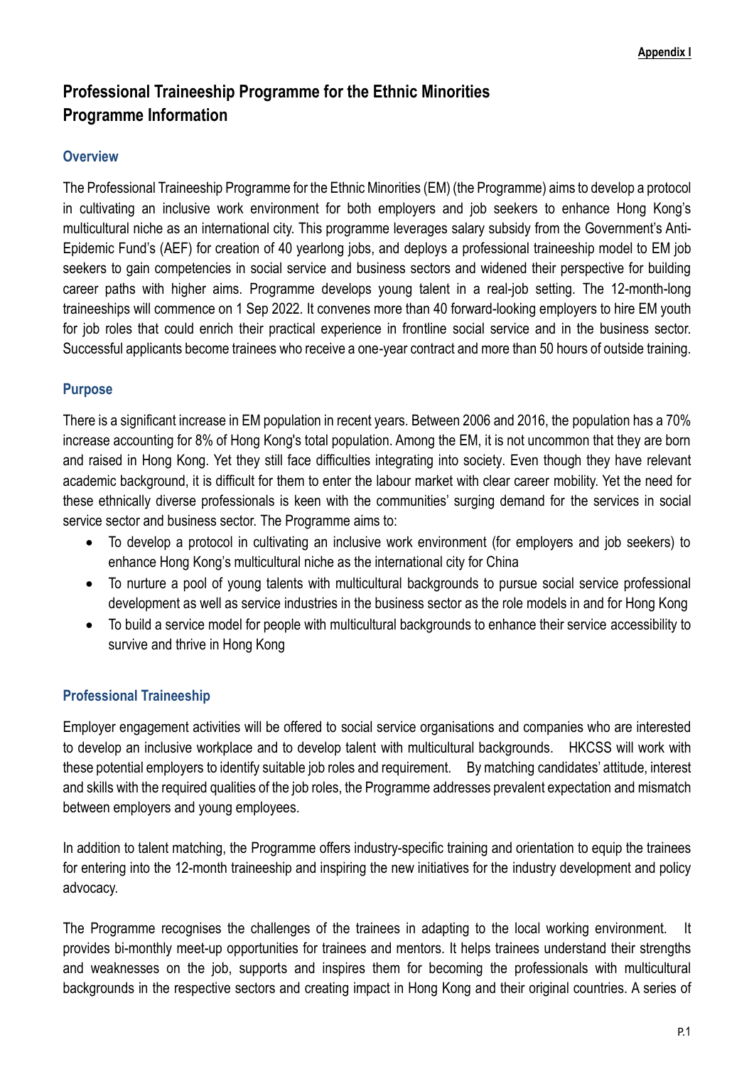**Appendix I**

# Professional Traineeship Programme for the Ethnic Minorities Programme Information

## Overview

The Professional Traineeship Programme for the Ethnic Minorities (EM) (the Programme) aims to develop a protocol in cultivating an inclusive work environment for both employers and job seekers to enhance Hong Kong's multicultural niche as an international city. This programme leverages salary subsidy from the Government's Anti-Epidemic Fund's (AEF) for creation of 40 yearlong jobs, and deploys a professional traineeship model to EM job seekers to gain competencies in social service and business sectors and widened their perspective for building career paths with higher aims. Programme develops young talent in a real-job setting. The 12-month-long traineeships will commence on 1 Sep 2022. It convenes more than 40 forward-looking employers to hire EM youth for job roles that could enrich their practical experience in frontline social service and in the business sector. Successful applicants become trainees who receive a one-year contract and more than 50 hours of outside training.

## Purpose

There is a significant increase in EM population in recent years. Between 2006 and 2016, the population has a 70% increase accounting for 8% of Hong Kong's total population. Among the EM, it is not uncommon that they are born and raised in Hong Kong. Yet they still face difficulties integrating into society. Even though they have relevant academic background, it is difficult for them to enter the labour market with clear career mobility. Yet the need for these ethnically diverse professionals is keen with the communities' surging demand for the services in social service sector and business sector. The Programme aims to:

- To develop a protocol in cultivating an inclusive work environment (for employers and job seekers) to enhance Hong Kong's multicultural niche as the international city for China
- To nurture a pool of young talents with multicultural backgrounds to pursue social service professional development as well as service industries in the business sector as the role models in and for Hong Kong
- To build a service model for people with multicultural backgrounds to enhance their service accessibility to survive and thrive in Hong Kong

## Professional Traineeship

Employer engagement activities will be offered to social service organisations and companies who are interested to develop an inclusive workplace and to develop talent with multicultural backgrounds. HKCSS will work with these potential employers to identify suitable job roles and requirement. By matching candidates' attitude, interest and skills with the required qualities of the job roles, the Programme addresses prevalent expectation and mismatch between employers and young employees.

In addition to talent matching, the Programme offers industry-specific training and orientation to equip the trainees for entering into the 12-month traineeship and inspiring the new initiatives for the industry development and policy advocacy.

The Programme recognises the challenges of the trainees in adapting to the local working environment. It provides bi-monthly meet-up opportunities for trainees and mentors. It helps trainees understand their strengths and weaknesses on the job, supports and inspires them for becoming the professionals with multicultural backgrounds in the respective sectors and creating impact in Hong Kong and their original countries. A series of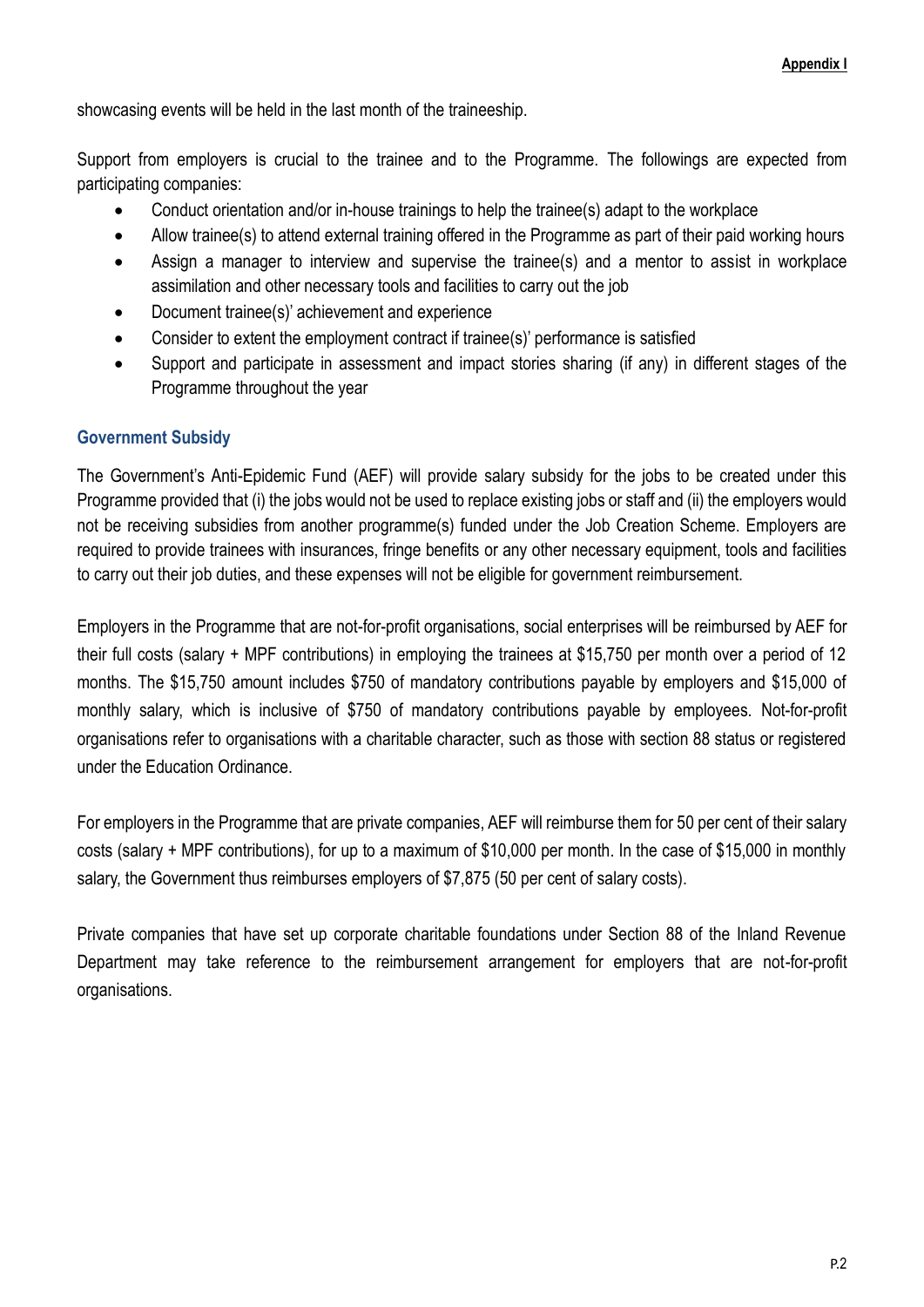showcasing events will be held in the last month of the traineeship.

Support from employers is crucial to the trainee and to the Programme. The followings are expected from participating companies:

- Conduct orientation and/or in-house trainings to help the trainee(s) adapt to the workplace
- Allow trainee(s) to attend external training offered in the Programme as part of their paid working hours
- Assign a manager to interview and supervise the trainee(s) and a mentor to assist in workplace assimilation and other necessary tools and facilities to carry out the job
- Document trainee(s)' achievement and experience
- Consider to extent the employment contract if trainee(s)' performance is satisfied
- Support and participate in assessment and impact stories sharing (if any) in different stages of the Programme throughout the year

### Government Subsidy

The Government's Anti-Epidemic Fund (AEF) will provide salary subsidy for the jobs to be created under this Programme provided that (i) the jobs would not be used to replace existing jobs or staff and (ii) the employers would not be receiving subsidies from another programme(s) funded under the Job Creation Scheme. Employers are required to provide trainees with insurances, fringe benefits or any other necessary equipment, tools and facilities to carry out their job duties, and these expenses will not be eligible for government reimbursement.

Employers in the Programme that are not-for-profit organisations, social enterprises will be reimbursed by AEF for their full costs (salary + MPF contributions) in employing the trainees at $15,750 per month over a period of 12 months. The $15,750 amount includes $750 of mandatory contributions payable by employers and $15,000 of monthly salary, which is inclusive of $750 of mandatory contributions payable by employees. Not-for-profit organisations refer to organisations with a charitable character, such as those with section 88 status or registered under the Education Ordinance.

For employers in the Programme that are private companies, AEF will reimburse them for 50 per cent of their salary costs (salary + MPF contributions), for up to a maximum of $10,000 per month. In the case of $15,000 in monthly salary, the Government thus reimburses employers of $7,875 (50 per cent of salary costs).

Private companies that have set up corporate charitable foundations under Section 88 of the Inland Revenue Department may take reference to the reimbursement arrangement for employers that are not-for-profit organisations.